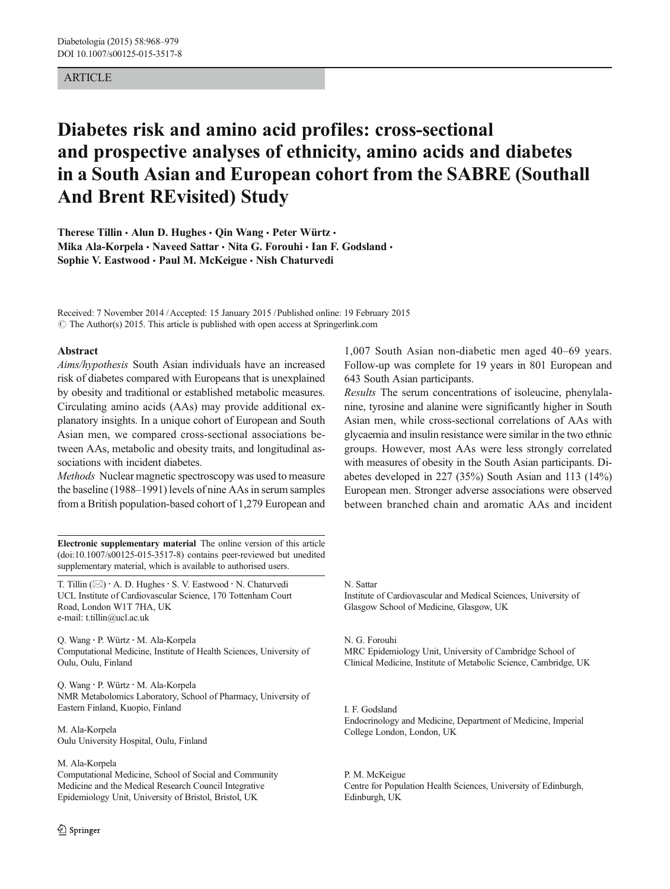ARTICLE

# Diabetes risk and amino acid profiles: cross-sectional and prospective analyses of ethnicity, amino acids and diabetes in a South Asian and European cohort from the SABRE (Southall And Brent REvisited) Study

**Therese Tillin · Alun D. Hughes · Qin Wang · Peter Würtz · Mika Ala-Korpela · Naveed Sattar · Nita G. Forouhi · Ian F. Godsland · Sophie V. Eastwood · Paul M. McKeigue · Nish Chaturvedi**

Received: 7 November 2014 / Accepted: 15 January 2015 / Published online: 19 February 2015
© The Author(s) 2015. This article is published with open access at Springerlink.com

## Abstract

*Aims/hypothesis* South Asian individuals have an increased risk of diabetes compared with Europeans that is unexplained by obesity and traditional or established metabolic measures. Circulating amino acids (AAs) may provide additional explanatory insights. In a unique cohort of European and South Asian men, we compared cross-sectional associations between AAs, metabolic and obesity traits, and longitudinal associations with incident diabetes.

*Methods* Nuclear magnetic spectroscopy was used to measure the baseline (1988–1991) levels of nine AAs in serum samples from a British population-based cohort of 1,279 European and 1,007 South Asian non-diabetic men aged 40–69 years. Follow-up was complete for 19 years in 801 European and 643 South Asian participants.

*Results* The serum concentrations of isoleucine, phenylalanine, tyrosine and alanine were significantly higher in South Asian men, while cross-sectional correlations of AAs with glycaemia and insulin resistance were similar in the two ethnic groups. However, most AAs were less strongly correlated with measures of obesity in the South Asian participants. Diabetes developed in 227 (35%) South Asian and 113 (14%) European men. Stronger adverse associations were observed between branched chain and aromatic AAs and incident

**Electronic supplementary material** The online version of this article (doi:10.1007/s00125-015-3517-8) contains peer-reviewed but unedited supplementary material, which is available to authorised users.

T. Tillin (✉) · A. D. Hughes · S. V. Eastwood · N. Chaturvedi
UCL Institute of Cardiovascular Science, 170 Tottenham Court Road, London W1T 7HA, UK
e-mail: t.tillin@ucl.ac.uk

Q. Wang · P. Würtz · M. Ala-Korpela
Computational Medicine, Institute of Health Sciences, University of Oulu, Oulu, Finland

Q. Wang · P. Würtz · M. Ala-Korpela
NMR Metabolomics Laboratory, School of Pharmacy, University of Eastern Finland, Kuopio, Finland

M. Ala-Korpela
Oulu University Hospital, Oulu, Finland

M. Ala-Korpela
Computational Medicine, School of Social and Community Medicine and the Medical Research Council Integrative Epidemiology Unit, University of Bristol, Bristol, UK

N. Sattar
Institute of Cardiovascular and Medical Sciences, University of Glasgow School of Medicine, Glasgow, UK

N. G. Forouhi
MRC Epidemiology Unit, University of Cambridge School of Clinical Medicine, Institute of Metabolic Science, Cambridge, UK

I. F. Godsland
Endocrinology and Medicine, Department of Medicine, Imperial College London, London, UK

P. M. McKeigue
Centre for Population Health Sciences, University of Edinburgh, Edinburgh, UK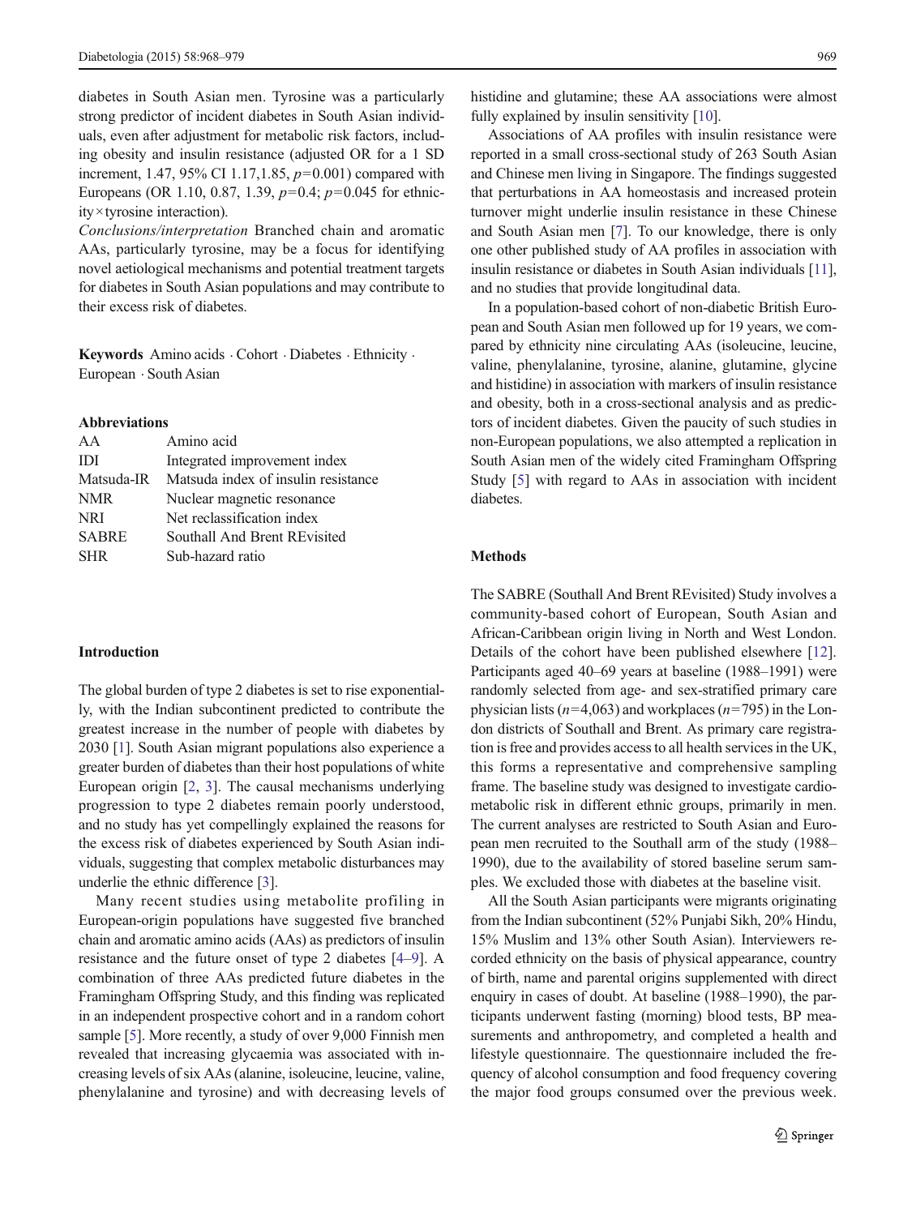diabetes in South Asian men. Tyrosine was a particularly strong predictor of incident diabetes in South Asian individuals, even after adjustment for metabolic risk factors, including obesity and insulin resistance (adjusted OR for a 1 SD increment, 1.47, 95% CI 1.17,1.85, $p$=0.001) compared with Europeans (OR 1.10, 0.87, 1.39, $p$=0.4; $p$=0.045 for ethnicity×tyrosine interaction).

*Conclusions/interpretation* Branched chain and aromatic AAs, particularly tyrosine, may be a focus for identifying novel aetiological mechanisms and potential treatment targets for diabetes in South Asian populations and may contribute to their excess risk of diabetes.

**Keywords** Amino acids · Cohort · Diabetes · Ethnicity · European · South Asian

**Abbreviations**

| | |
|---|---|
| AA | Amino acid |
| IDI | Integrated improvement index |
| Matsuda-IR | Matsuda index of insulin resistance |
| NMR | Nuclear magnetic resonance |
| NRI | Net reclassification index |
| SABRE | Southall And Brent REvisited |
| SHR | Sub-hazard ratio |

## Introduction

The global burden of type 2 diabetes is set to rise exponentially, with the Indian subcontinent predicted to contribute the greatest increase in the number of people with diabetes by 2030 [1]. South Asian migrant populations also experience a greater burden of diabetes than their host populations of white European origin [2, 3]. The causal mechanisms underlying progression to type 2 diabetes remain poorly understood, and no study has yet compellingly explained the reasons for the excess risk of diabetes experienced by South Asian individuals, suggesting that complex metabolic disturbances may underlie the ethnic difference [3].

Many recent studies using metabolite profiling in European-origin populations have suggested five branched chain and aromatic amino acids (AAs) as predictors of insulin resistance and the future onset of type 2 diabetes [4–9]. A combination of three AAs predicted future diabetes in the Framingham Offspring Study, and this finding was replicated in an independent prospective cohort and in a random cohort sample [5]. More recently, a study of over 9,000 Finnish men revealed that increasing glycaemia was associated with increasing levels of six AAs (alanine, isoleucine, leucine, valine, phenylalanine and tyrosine) and with decreasing levels of histidine and glutamine; these AA associations were almost fully explained by insulin sensitivity [10].

Associations of AA profiles with insulin resistance were reported in a small cross-sectional study of 263 South Asian and Chinese men living in Singapore. The findings suggested that perturbations in AA homeostasis and increased protein turnover might underlie insulin resistance in these Chinese and South Asian men [7]. To our knowledge, there is only one other published study of AA profiles in association with insulin resistance or diabetes in South Asian individuals [11], and no studies that provide longitudinal data.

In a population-based cohort of non-diabetic British European and South Asian men followed up for 19 years, we compared by ethnicity nine circulating AAs (isoleucine, leucine, valine, phenylalanine, tyrosine, alanine, glutamine, glycine and histidine) in association with markers of insulin resistance and obesity, both in a cross-sectional analysis and as predictors of incident diabetes. Given the paucity of such studies in non-European populations, we also attempted a replication in South Asian men of the widely cited Framingham Offspring Study [5] with regard to AAs in association with incident diabetes.

## Methods

The SABRE (Southall And Brent REvisited) Study involves a community-based cohort of European, South Asian and African-Caribbean origin living in North and West London. Details of the cohort have been published elsewhere [12]. Participants aged 40–69 years at baseline (1988–1991) were randomly selected from age- and sex-stratified primary care physician lists ($n$=4,063) and workplaces ($n$=795) in the London districts of Southall and Brent. As primary care registration is free and provides access to all health services in the UK, this forms a representative and comprehensive sampling frame. The baseline study was designed to investigate cardiometabolic risk in different ethnic groups, primarily in men. The current analyses are restricted to South Asian and European men recruited to the Southall arm of the study (1988–1990), due to the availability of stored baseline serum samples. We excluded those with diabetes at the baseline visit.

All the South Asian participants were migrants originating from the Indian subcontinent (52% Punjabi Sikh, 20% Hindu, 15% Muslim and 13% other South Asian). Interviewers recorded ethnicity on the basis of physical appearance, country of birth, name and parental origins supplemented with direct enquiry in cases of doubt. At baseline (1988–1990), the participants underwent fasting (morning) blood tests, BP measurements and anthropometry, and completed a health and lifestyle questionnaire. The questionnaire included the frequency of alcohol consumption and food frequency covering the major food groups consumed over the previous week.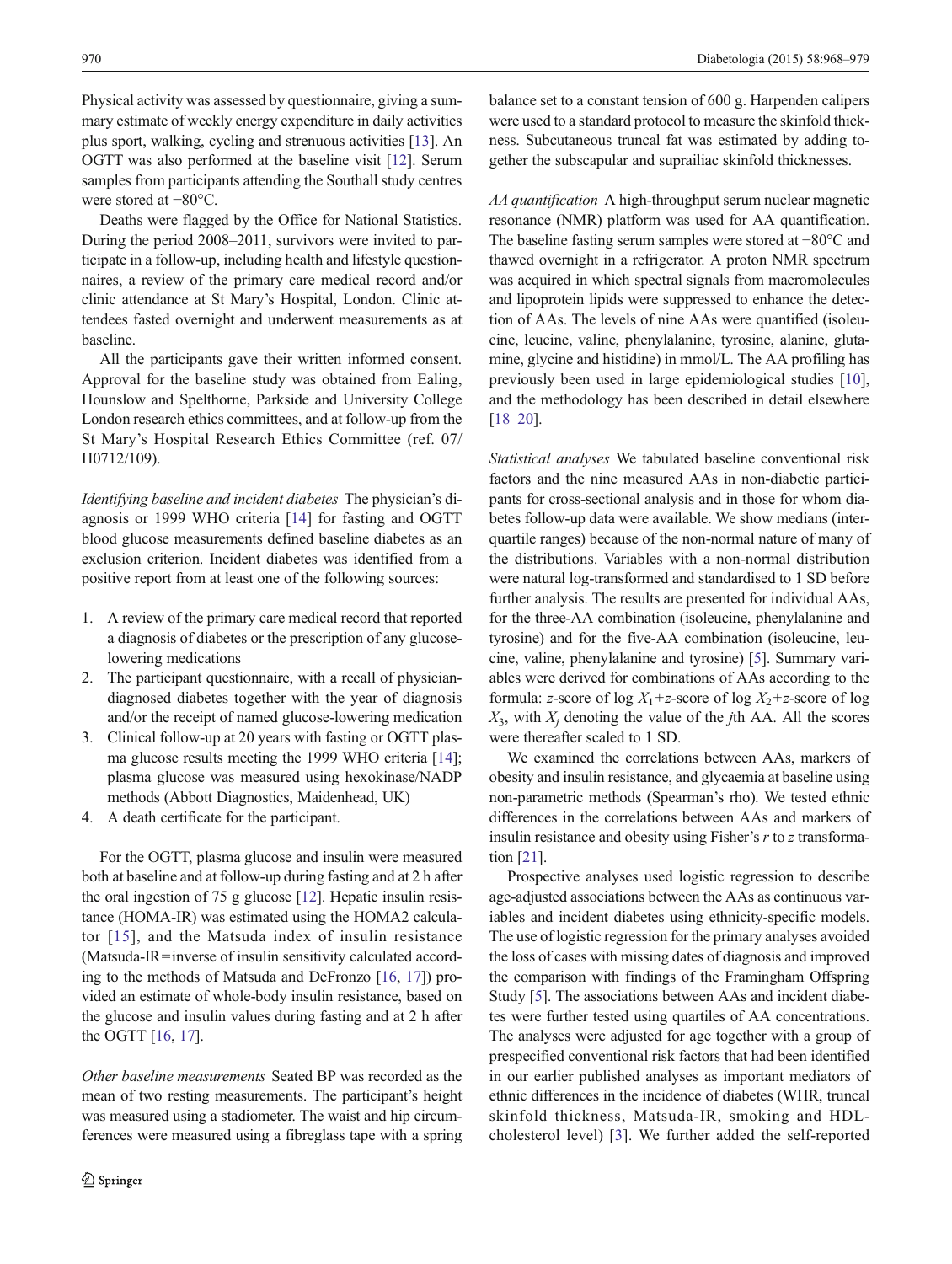Physical activity was assessed by questionnaire, giving a summary estimate of weekly energy expenditure in daily activities plus sport, walking, cycling and strenuous activities [13]. An OGTT was also performed at the baseline visit [12]. Serum samples from participants attending the Southall study centres were stored at −80°C.

Deaths were flagged by the Office for National Statistics. During the period 2008–2011, survivors were invited to participate in a follow-up, including health and lifestyle questionnaires, a review of the primary care medical record and/or clinic attendance at St Mary's Hospital, London. Clinic attendees fasted overnight and underwent measurements as at baseline.

All the participants gave their written informed consent. Approval for the baseline study was obtained from Ealing, Hounslow and Spelthorne, Parkside and University College London research ethics committees, and at follow-up from the St Mary's Hospital Research Ethics Committee (ref. 07/H0712/109).

*Identifying baseline and incident diabetes* The physician's diagnosis or 1999 WHO criteria [14] for fasting and OGTT blood glucose measurements defined baseline diabetes as an exclusion criterion. Incident diabetes was identified from a positive report from at least one of the following sources:

1. A review of the primary care medical record that reported a diagnosis of diabetes or the prescription of any glucose-lowering medications
2. The participant questionnaire, with a recall of physician-diagnosed diabetes together with the year of diagnosis and/or the receipt of named glucose-lowering medication
3. Clinical follow-up at 20 years with fasting or OGTT plasma glucose results meeting the 1999 WHO criteria [14]; plasma glucose was measured using hexokinase/NADP methods (Abbott Diagnostics, Maidenhead, UK)
4. A death certificate for the participant.

For the OGTT, plasma glucose and insulin were measured both at baseline and at follow-up during fasting and at 2 h after the oral ingestion of 75 g glucose [12]. Hepatic insulin resistance (HOMA-IR) was estimated using the HOMA2 calculator [15], and the Matsuda index of insulin resistance (Matsuda-IR=inverse of insulin sensitivity calculated according to the methods of Matsuda and DeFronzo [16, 17]) provided an estimate of whole-body insulin resistance, based on the glucose and insulin values during fasting and at 2 h after the OGTT [16, 17].

*Other baseline measurements* Seated BP was recorded as the mean of two resting measurements. The participant's height was measured using a stadiometer. The waist and hip circumferences were measured using a fibreglass tape with a spring balance set to a constant tension of 600 g. Harpenden calipers were used to a standard protocol to measure the skinfold thickness. Subcutaneous truncal fat was estimated by adding together the subscapular and suprailiac skinfold thicknesses.

*AA quantification* A high-throughput serum nuclear magnetic resonance (NMR) platform was used for AA quantification. The baseline fasting serum samples were stored at −80°C and thawed overnight in a refrigerator. A proton NMR spectrum was acquired in which spectral signals from macromolecules and lipoprotein lipids were suppressed to enhance the detection of AAs. The levels of nine AAs were quantified (isoleucine, leucine, valine, phenylalanine, tyrosine, alanine, glutamine, glycine and histidine) in mmol/L. The AA profiling has previously been used in large epidemiological studies [10], and the methodology has been described in detail elsewhere [18–20].

*Statistical analyses* We tabulated baseline conventional risk factors and the nine measured AAs in non-diabetic participants for cross-sectional analysis and in those for whom diabetes follow-up data were available. We show medians (interquartile ranges) because of the non-normal nature of many of the distributions. Variables with a non-normal distribution were natural log-transformed and standardised to 1 SD before further analysis. The results are presented for individual AAs, for the three-AA combination (isoleucine, phenylalanine and tyrosine) and for the five-AA combination (isoleucine, leucine, valine, phenylalanine and tyrosine) [5]. Summary variables were derived for combinations of AAs according to the formula: *z*-score of log $X_1$+*z*-score of log $X_2$+*z*-score of log $X_3$, with $X_j$ denoting the value of the *j*th AA. All the scores were thereafter scaled to 1 SD.

We examined the correlations between AAs, markers of obesity and insulin resistance, and glycaemia at baseline using non-parametric methods (Spearman's rho). We tested ethnic differences in the correlations between AAs and markers of insulin resistance and obesity using Fisher's *r* to *z* transformation [21].

Prospective analyses used logistic regression to describe age-adjusted associations between the AAs as continuous variables and incident diabetes using ethnicity-specific models. The use of logistic regression for the primary analyses avoided the loss of cases with missing dates of diagnosis and improved the comparison with findings of the Framingham Offspring Study [5]. The associations between AAs and incident diabetes were further tested using quartiles of AA concentrations. The analyses were adjusted for age together with a group of prespecified conventional risk factors that had been identified in our earlier published analyses as important mediators of ethnic differences in the incidence of diabetes (WHR, truncal skinfold thickness, Matsuda-IR, smoking and HDL-cholesterol level) [3]. We further added the self-reported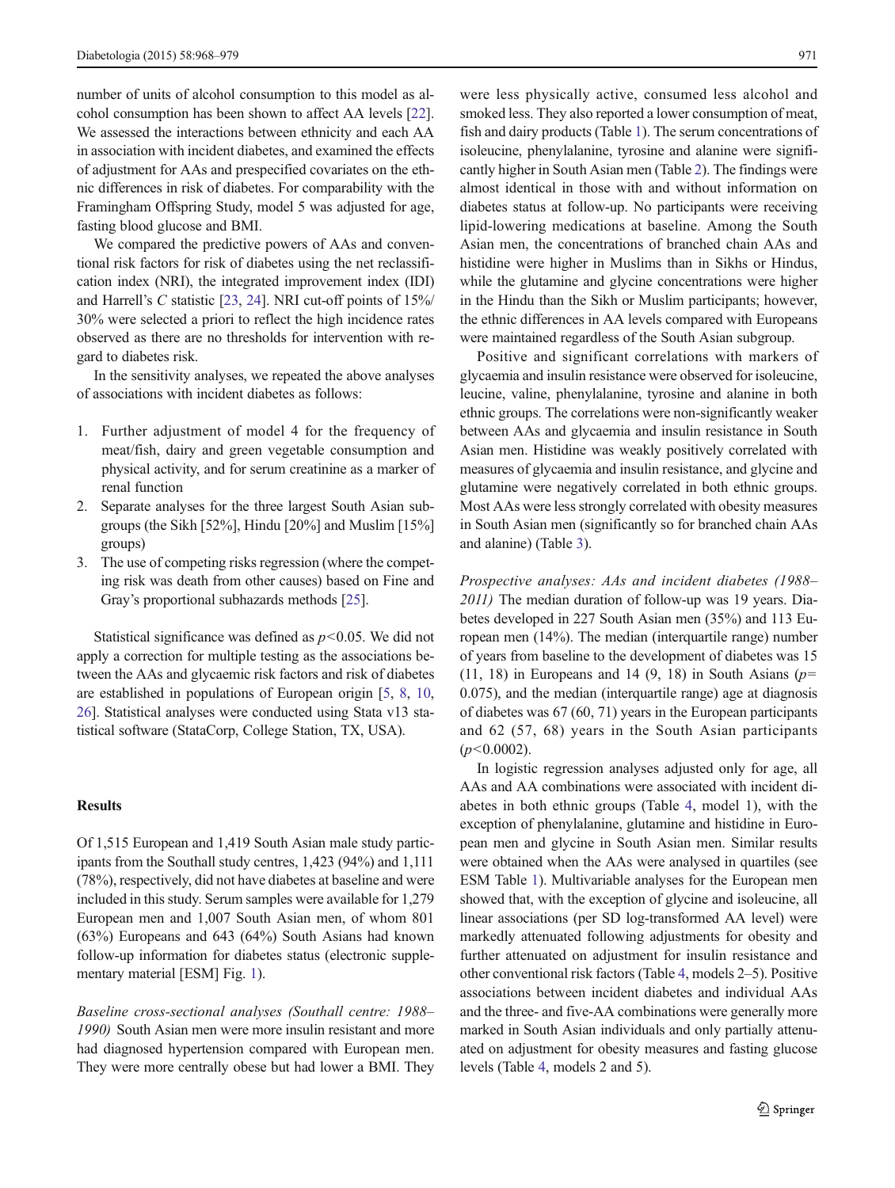number of units of alcohol consumption to this model as alcohol consumption has been shown to affect AA levels [22]. We assessed the interactions between ethnicity and each AA in association with incident diabetes, and examined the effects of adjustment for AAs and prespecified covariates on the ethnic differences in risk of diabetes. For comparability with the Framingham Offspring Study, model 5 was adjusted for age, fasting blood glucose and BMI.

We compared the predictive powers of AAs and conventional risk factors for risk of diabetes using the net reclassification index (NRI), the integrated improvement index (IDI) and Harrell's $C$ statistic [23, 24]. NRI cut-off points of 15%/30% were selected a priori to reflect the high incidence rates observed as there are no thresholds for intervention with regard to diabetes risk.

In the sensitivity analyses, we repeated the above analyses of associations with incident diabetes as follows:

1. Further adjustment of model 4 for the frequency of meat/fish, dairy and green vegetable consumption and physical activity, and for serum creatinine as a marker of renal function
2. Separate analyses for the three largest South Asian subgroups (the Sikh [52%], Hindu [20%] and Muslim [15%] groups)
3. The use of competing risks regression (where the competing risk was death from other causes) based on Fine and Gray's proportional subhazards methods [25].

Statistical significance was defined as $p<0.05$. We did not apply a correction for multiple testing as the associations between the AAs and glycaemic risk factors and risk of diabetes are established in populations of European origin [5, 8, 10, 26]. Statistical analyses were conducted using Stata v13 statistical software (StataCorp, College Station, TX, USA).

## Results

Of 1,515 European and 1,419 South Asian male study participants from the Southall study centres, 1,423 (94%) and 1,111 (78%), respectively, did not have diabetes at baseline and were included in this study. Serum samples were available for 1,279 European men and 1,007 South Asian men, of whom 801 (63%) Europeans and 643 (64%) South Asians had known follow-up information for diabetes status (electronic supplementary material [ESM] Fig. 1).

*Baseline cross-sectional analyses (Southall centre: 1988–1990)* South Asian men were more insulin resistant and more had diagnosed hypertension compared with European men. They were more centrally obese but had lower a BMI. They were less physically active, consumed less alcohol and smoked less. They also reported a lower consumption of meat, fish and dairy products (Table 1). The serum concentrations of isoleucine, phenylalanine, tyrosine and alanine were significantly higher in South Asian men (Table 2). The findings were almost identical in those with and without information on diabetes status at follow-up. No participants were receiving lipid-lowering medications at baseline. Among the South Asian men, the concentrations of branched chain AAs and histidine were higher in Muslims than in Sikhs or Hindus, while the glutamine and glycine concentrations were higher in the Hindu than the Sikh or Muslim participants; however, the ethnic differences in AA levels compared with Europeans were maintained regardless of the South Asian subgroup.

Positive and significant correlations with markers of glycaemia and insulin resistance were observed for isoleucine, leucine, valine, phenylalanine, tyrosine and alanine in both ethnic groups. The correlations were non-significantly weaker between AAs and glycaemia and insulin resistance in South Asian men. Histidine was weakly positively correlated with measures of glycaemia and insulin resistance, and glycine and glutamine were negatively correlated in both ethnic groups. Most AAs were less strongly correlated with obesity measures in South Asian men (significantly so for branched chain AAs and alanine) (Table 3).

*Prospective analyses: AAs and incident diabetes (1988–2011)* The median duration of follow-up was 19 years. Diabetes developed in 227 South Asian men (35%) and 113 European men (14%). The median (interquartile range) number of years from baseline to the development of diabetes was 15 (11, 18) in Europeans and 14 (9, 18) in South Asians ($p=0.075$), and the median (interquartile range) age at diagnosis of diabetes was 67 (60, 71) years in the European participants and 62 (57, 68) years in the South Asian participants ($p<0.0002$).

In logistic regression analyses adjusted only for age, all AAs and AA combinations were associated with incident diabetes in both ethnic groups (Table 4, model 1), with the exception of phenylalanine, glutamine and histidine in European men and glycine in South Asian men. Similar results were obtained when the AAs were analysed in quartiles (see ESM Table 1). Multivariable analyses for the European men showed that, with the exception of glycine and isoleucine, all linear associations (per SD log-transformed AA level) were markedly attenuated following adjustments for obesity and further attenuated on adjustment for insulin resistance and other conventional risk factors (Table 4, models 2–5). Positive associations between incident diabetes and individual AAs and the three- and five-AA combinations were generally more marked in South Asian individuals and only partially attenuated on adjustment for obesity measures and fasting glucose levels (Table 4, models 2 and 5).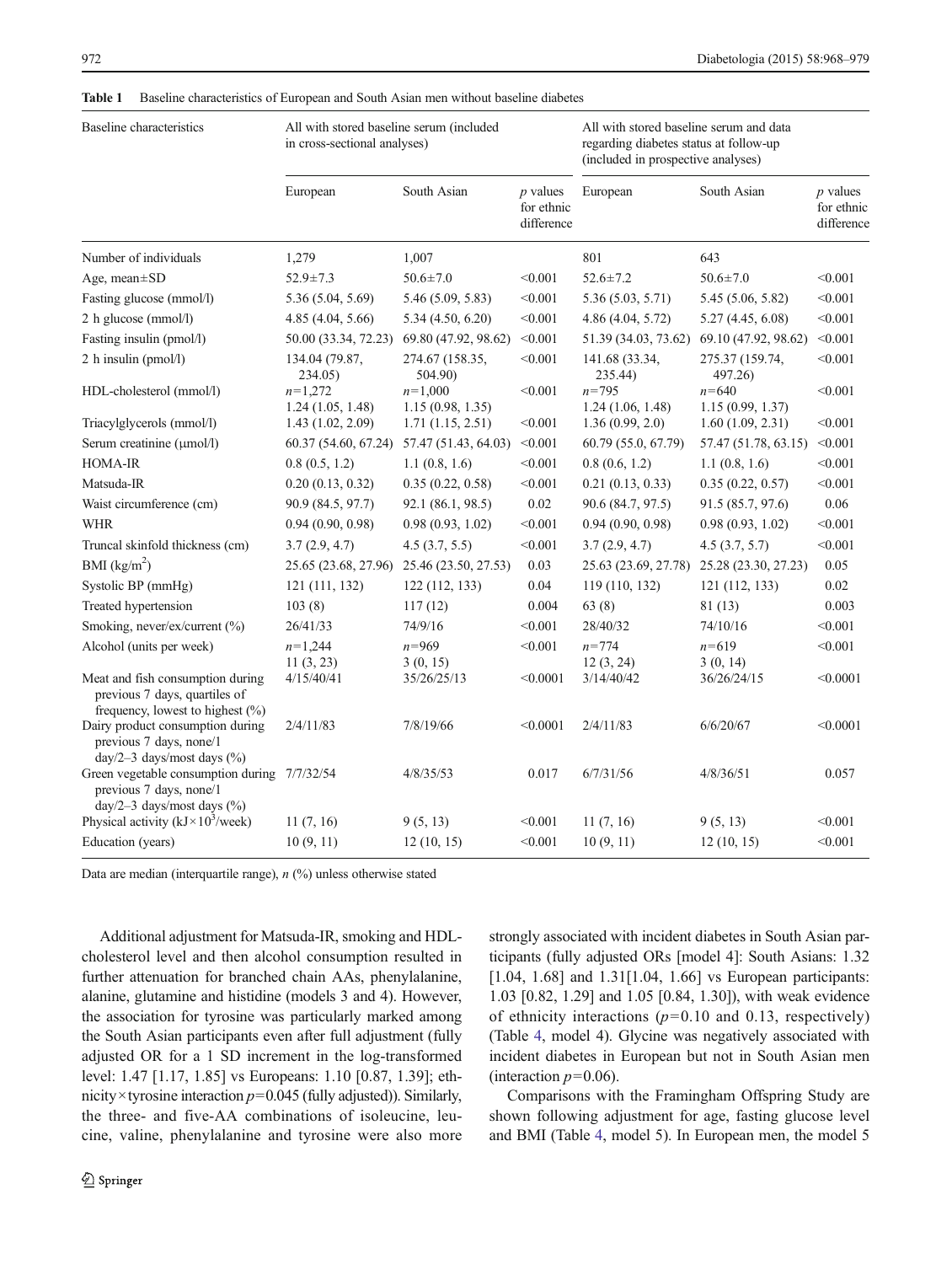**Table 1** Baseline characteristics of European and South Asian men without baseline diabetes

| Baseline characteristics | All with stored baseline serum (included in cross-sectional analyses) | | | All with stored baseline serum and data regarding diabetes status at follow-up (included in prospective analyses) | | |
|---|---|---|---|---|---|---|
| | European | South Asian | $p$ values for ethnic difference | European | South Asian | $p$ values for ethnic difference |
| Number of individuals | 1,279 | 1,007 | | 801 | 643 | |
| Age, mean±SD | 52.9±7.3 | 50.6±7.0 | <0.001 | 52.6±7.2 | 50.6±7.0 | <0.001 |
| Fasting glucose (mmol/l) | 5.36 (5.04, 5.69) | 5.46 (5.09, 5.83) | <0.001 | 5.36 (5.03, 5.71) | 5.45 (5.06, 5.82) | <0.001 |
| 2 h glucose (mmol/l) | 4.85 (4.04, 5.66) | 5.34 (4.50, 6.20) | <0.001 | 4.86 (4.04, 5.72) | 5.27 (4.45, 6.08) | <0.001 |
| Fasting insulin (pmol/l) | 50.00 (33.34, 72.23) | 69.80 (47.92, 98.62) | <0.001 | 51.39 (34.03, 73.62) | 69.10 (47.92, 98.62) | <0.001 |
| 2 h insulin (pmol/l) | 134.04 (79.87, 234.05) | 274.67 (158.35, 504.90) | <0.001 | 141.68 (33.34, 235.44) | 275.37 (159.74, 497.26) | <0.001 |
| HDL-cholesterol (mmol/l) | $n$=1,272<br>1.24 (1.05, 1.48) | $n$=1,000<br>1.15 (0.98, 1.35) | <0.001 | $n$=795<br>1.24 (1.06, 1.48) | $n$=640<br>1.15 (0.99, 1.37) | <0.001 |
| Triacylglycerols (mmol/l) | 1.43 (1.02, 2.09) | 1.71 (1.15, 2.51) | <0.001 | 1.36 (0.99, 2.0) | 1.60 (1.09, 2.31) | <0.001 |
| Serum creatinine (μmol/l) | 60.37 (54.60, 67.24) | 57.47 (51.43, 64.03) | <0.001 | 60.79 (55.0, 67.79) | 57.47 (51.78, 63.15) | <0.001 |
| HOMA-IR | 0.8 (0.5, 1.2) | 1.1 (0.8, 1.6) | <0.001 | 0.8 (0.6, 1.2) | 1.1 (0.8, 1.6) | <0.001 |
| Matsuda-IR | 0.20 (0.13, 0.32) | 0.35 (0.22, 0.58) | <0.001 | 0.21 (0.13, 0.33) | 0.35 (0.22, 0.57) | <0.001 |
| Waist circumference (cm) | 90.9 (84.5, 97.7) | 92.1 (86.1, 98.5) | 0.02 | 90.6 (84.7, 97.5) | 91.5 (85.7, 97.6) | 0.06 |
| WHR | 0.94 (0.90, 0.98) | 0.98 (0.93, 1.02) | <0.001 | 0.94 (0.90, 0.98) | 0.98 (0.93, 1.02) | <0.001 |
| Truncal skinfold thickness (cm) | 3.7 (2.9, 4.7) | 4.5 (3.7, 5.5) | <0.001 | 3.7 (2.9, 4.7) | 4.5 (3.7, 5.7) | <0.001 |
| BMI (kg/m$^2$) | 25.65 (23.68, 27.96) | 25.46 (23.50, 27.53) | 0.03 | 25.63 (23.69, 27.78) | 25.28 (23.30, 27.23) | 0.05 |
| Systolic BP (mmHg) | 121 (111, 132) | 122 (112, 133) | 0.04 | 119 (110, 132) | 121 (112, 133) | 0.02 |
| Treated hypertension | 103 (8) | 117 (12) | 0.004 | 63 (8) | 81 (13) | 0.003 |
| Smoking, never/ex/current (%) | 26/41/33 | 74/9/16 | <0.001 | 28/40/32 | 74/10/16 | <0.001 |
| Alcohol (units per week) | $n$=1,244<br>11 (3, 23) | $n$=969<br>3 (0, 15) | <0.001 | $n$=774<br>12 (3, 24) | $n$=619<br>3 (0, 14) | <0.001 |
| Meat and fish consumption during previous 7 days, quartiles of frequency, lowest to highest (%) | 4/15/40/41 | 35/26/25/13 | <0.0001 | 3/14/40/42 | 36/26/24/15 | <0.0001 |
| Dairy product consumption during previous 7 days, none/1 day/2–3 days/most days (%) | 2/4/11/83 | 7/8/19/66 | <0.0001 | 2/4/11/83 | 6/6/20/67 | <0.0001 |
| Green vegetable consumption during previous 7 days, none/1 day/2–3 days/most days (%) | 7/7/32/54 | 4/8/35/53 | 0.017 | 6/7/31/56 | 4/8/36/51 | 0.057 |
| Physical activity (kJ×10$^3$/week) | 11 (7, 16) | 9 (5, 13) | <0.001 | 11 (7, 16) | 9 (5, 13) | <0.001 |
| Education (years) | 10 (9, 11) | 12 (10, 15) | <0.001 | 10 (9, 11) | 12 (10, 15) | <0.001 |

Data are median (interquartile range), $n$ (%) unless otherwise stated

Additional adjustment for Matsuda-IR, smoking and HDL-cholesterol level and then alcohol consumption resulted in further attenuation for branched chain AAs, phenylalanine, alanine, glutamine and histidine (models 3 and 4). However, the association for tyrosine was particularly marked among the South Asian participants even after full adjustment (fully adjusted OR for a 1 SD increment in the log-transformed level: 1.47 [1.17, 1.85] vs Europeans: 1.10 [0.87, 1.39]; ethnicity×tyrosine interaction $p$=0.045 (fully adjusted)). Similarly, the three- and five-AA combinations of isoleucine, leucine, valine, phenylalanine and tyrosine were also more strongly associated with incident diabetes in South Asian participants (fully adjusted ORs [model 4]: South Asians: 1.32 [1.04, 1.68] and 1.31[1.04, 1.66] vs European participants: 1.03 [0.82, 1.29] and 1.05 [0.84, 1.30]), with weak evidence of ethnicity interactions ($p$=0.10 and 0.13, respectively) (Table 4, model 4). Glycine was negatively associated with incident diabetes in European but not in South Asian men (interaction $p$=0.06).

Comparisons with the Framingham Offspring Study are shown following adjustment for age, fasting glucose level and BMI (Table 4, model 5). In European men, the model 5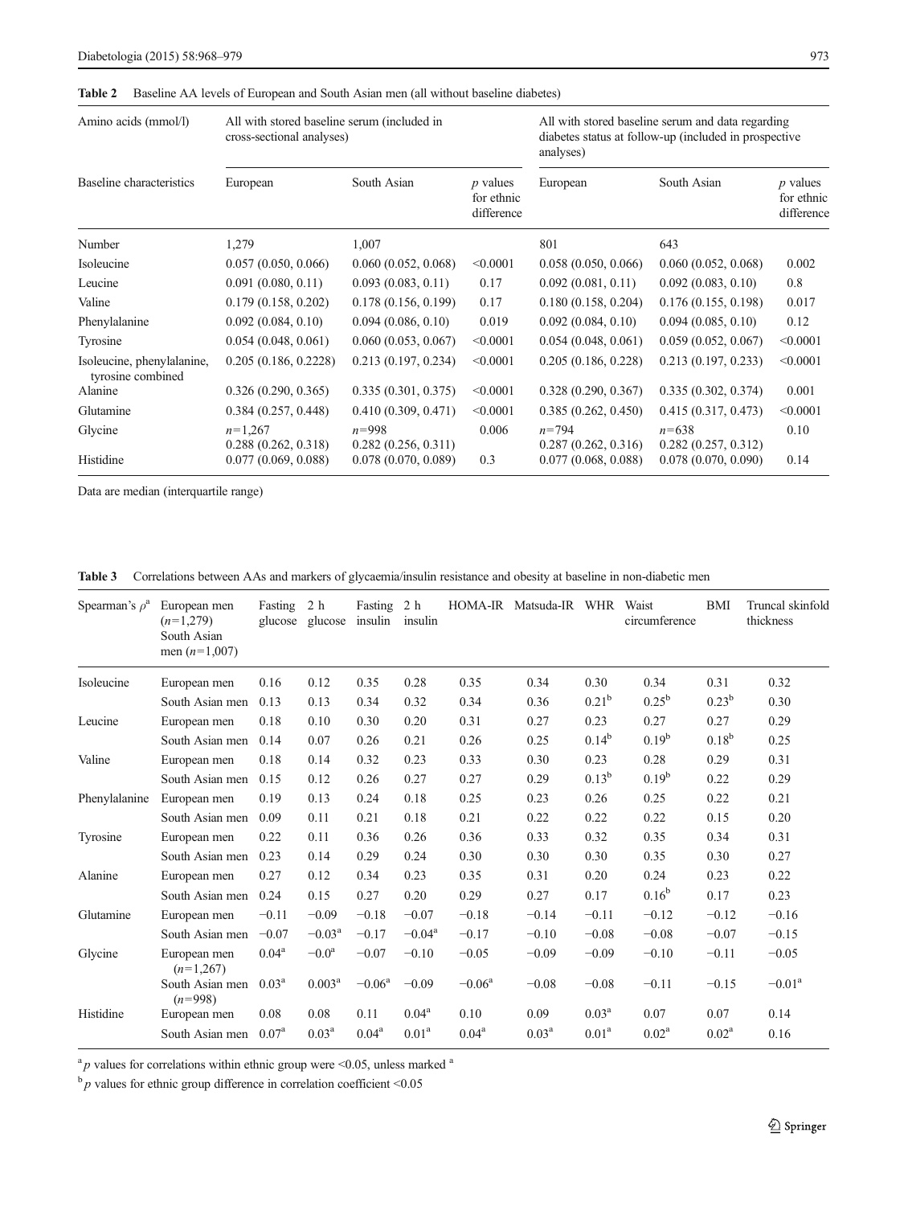**Table 2** Baseline AA levels of European and South Asian men (all without baseline diabetes)

| Amino acids (mmol/l) | All with stored baseline serum (included in cross-sectional analyses) | | | All with stored baseline serum and data regarding diabetes status at follow-up (included in prospective analyses) | | |
|---|---|---|---|---|---|---|
| Baseline characteristics | European | South Asian | *p* values for ethnic difference | European | South Asian | *p* values for ethnic difference |
| Number | 1,279 | 1,007 | | 801 | 643 | |
| Isoleucine | 0.057 (0.050, 0.066) | 0.060 (0.052, 0.068) | <0.0001 | 0.058 (0.050, 0.066) | 0.060 (0.052, 0.068) | 0.002 |
| Leucine | 0.091 (0.080, 0.11) | 0.093 (0.083, 0.11) | 0.17 | 0.092 (0.081, 0.11) | 0.092 (0.083, 0.10) | 0.8 |
| Valine | 0.179 (0.158, 0.202) | 0.178 (0.156, 0.199) | 0.17 | 0.180 (0.158, 0.204) | 0.176 (0.155, 0.198) | 0.017 |
| Phenylalanine | 0.092 (0.084, 0.10) | 0.094 (0.086, 0.10) | 0.019 | 0.092 (0.084, 0.10) | 0.094 (0.085, 0.10) | 0.12 |
| Tyrosine | 0.054 (0.048, 0.061) | 0.060 (0.053, 0.067) | <0.0001 | 0.054 (0.048, 0.061) | 0.059 (0.052, 0.067) | <0.0001 |
| Isoleucine, phenylalanine, tyrosine combined | 0.205 (0.186, 0.2228) | 0.213 (0.197, 0.234) | <0.0001 | 0.205 (0.186, 0.228) | 0.213 (0.197, 0.233) | <0.0001 |
| Alanine | 0.326 (0.290, 0.365) | 0.335 (0.301, 0.375) | <0.0001 | 0.328 (0.290, 0.367) | 0.335 (0.302, 0.374) | 0.001 |
| Glutamine | 0.384 (0.257, 0.448) | 0.410 (0.309, 0.471) | <0.0001 | 0.385 (0.262, 0.450) | 0.415 (0.317, 0.473) | <0.0001 |
| Glycine | *n*=1,267<br>0.288 (0.262, 0.318) | *n*=998<br>0.282 (0.256, 0.311) | 0.006 | *n*=794<br>0.287 (0.262, 0.316) | *n*=638<br>0.282 (0.257, 0.312) | 0.10 |
| Histidine | 0.077 (0.069, 0.088) | 0.078 (0.070, 0.089) | 0.3 | 0.077 (0.068, 0.088) | 0.078 (0.070, 0.090) | 0.14 |

Data are median (interquartile range)

**Table 3** Correlations between AAs and markers of glycaemia/insulin resistance and obesity at baseline in non-diabetic men

| Spearman's $\rho$[a] | European men (*n*=1,279) South Asian men (*n*=1,007) | Fasting glucose | 2 h glucose | Fasting insulin | 2 h insulin | HOMA-IR | Matsuda-IR | WHR | Waist circumference | BMI | Truncal skinfold thickness |
|---|---|---|---|---|---|---|---|---|---|---|---|
| Isoleucine | European men | 0.16 | 0.12 | 0.35 | 0.28 | 0.35 | 0.34 | 0.30 | 0.34 | 0.31 | 0.32 |
| | South Asian men | 0.13 | 0.13 | 0.34 | 0.32 | 0.34 | 0.36 | 0.21[b] | 0.25[b] | 0.23[b] | 0.30 |
| Leucine | European men | 0.18 | 0.10 | 0.30 | 0.20 | 0.31 | 0.27 | 0.23 | 0.27 | 0.27 | 0.29 |
| | South Asian men | 0.14 | 0.07 | 0.26 | 0.21 | 0.26 | 0.25 | 0.14[b] | 0.19[b] | 0.18[b] | 0.25 |
| Valine | European men | 0.18 | 0.14 | 0.32 | 0.23 | 0.33 | 0.30 | 0.23 | 0.28 | 0.29 | 0.31 |
| | South Asian men | 0.15 | 0.12 | 0.26 | 0.27 | 0.27 | 0.29 | 0.13[b] | 0.19[b] | 0.22 | 0.29 |
| Phenylalanine | European men | 0.19 | 0.13 | 0.24 | 0.18 | 0.25 | 0.23 | 0.26 | 0.25 | 0.22 | 0.21 |
| | South Asian men | 0.09 | 0.11 | 0.21 | 0.18 | 0.21 | 0.22 | 0.22 | 0.22 | 0.15 | 0.20 |
| Tyrosine | European men | 0.22 | 0.11 | 0.36 | 0.26 | 0.36 | 0.33 | 0.32 | 0.35 | 0.34 | 0.31 |
| | South Asian men | 0.23 | 0.14 | 0.29 | 0.24 | 0.30 | 0.30 | 0.30 | 0.35 | 0.30 | 0.27 |
| Alanine | European men | 0.27 | 0.12 | 0.34 | 0.23 | 0.35 | 0.31 | 0.20 | 0.24 | 0.23 | 0.22 |
| | South Asian men | 0.24 | 0.15 | 0.27 | 0.20 | 0.29 | 0.27 | 0.17 | 0.16[b] | 0.17 | 0.23 |
| Glutamine | European men | −0.11 | −0.09 | −0.18 | −0.07 | −0.18 | −0.14 | −0.11 | −0.12 | −0.12 | −0.16 |
| | South Asian men | −0.07 | −0.03[a] | −0.17 | −0.04[a] | −0.17 | −0.10 | −0.08 | −0.08 | −0.07 | −0.15 |
| Glycine | European men (*n*=1,267) | 0.04[a] | −0.0[a] | −0.07 | −0.10 | −0.05 | −0.09 | −0.09 | −0.10 | −0.11 | −0.05 |
| | South Asian men (*n*=998) | 0.03[a] | 0.003[a] | −0.06[a] | −0.09 | −0.06[a] | −0.08 | −0.08 | −0.11 | −0.15 | −0.01[a] |
| Histidine | European men | 0.08 | 0.08 | 0.11 | 0.04[a] | 0.10 | 0.09 | 0.03[a] | 0.07 | 0.07 | 0.14 |
| | South Asian men | 0.07[a] | 0.03[a] | 0.04[a] | 0.01[a] | 0.04[a] | 0.03[a] | 0.01[a] | 0.02[a] | 0.02[a] | 0.16 |

[a] *p* values for correlations within ethnic group were <0.05, unless marked [a]

[b] *p* values for ethnic group difference in correlation coefficient <0.05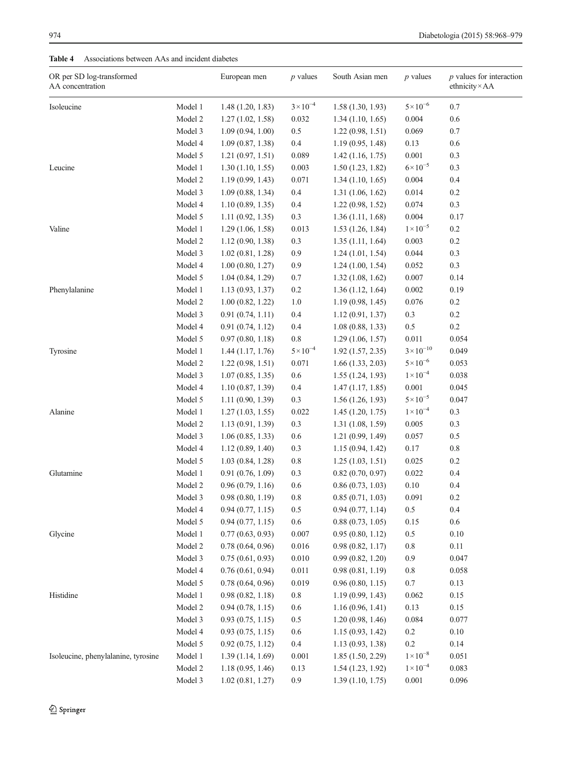**Table 4** Associations between AAs and incident diabetes

| OR per SD log-transformed AA concentration | | European men | $p$ values | South Asian men | $p$ values | $p$ values for interaction ethnicity × AA |
|---|---|---|---|---|---|---|
| Isoleucine | Model 1 | 1.48 (1.20, 1.83) | $3\times10^{-4}$ | 1.58 (1.30, 1.93) | $5\times10^{-6}$ | 0.7 |
| | Model 2 | 1.27 (1.02, 1.58) | 0.032 | 1.34 (1.10, 1.65) | 0.004 | 0.6 |
| | Model 3 | 1.09 (0.94, 1.00) | 0.5 | 1.22 (0.98, 1.51) | 0.069 | 0.7 |
| | Model 4 | 1.09 (0.87, 1.38) | 0.4 | 1.19 (0.95, 1.48) | 0.13 | 0.6 |
| | Model 5 | 1.21 (0.97, 1.51) | 0.089 | 1.42 (1.16, 1.75) | 0.001 | 0.3 |
| Leucine | Model 1 | 1.30 (1.10, 1.55) | 0.003 | 1.50 (1.23, 1.82) | $6\times10^{-5}$ | 0.3 |
| | Model 2 | 1.19 (0.99, 1.43) | 0.071 | 1.34 (1.10, 1.65) | 0.004 | 0.4 |
| | Model 3 | 1.09 (0.88, 1.34) | 0.4 | 1.31 (1.06, 1.62) | 0.014 | 0.2 |
| | Model 4 | 1.10 (0.89, 1.35) | 0.4 | 1.22 (0.98, 1.52) | 0.074 | 0.3 |
| | Model 5 | 1.11 (0.92, 1.35) | 0.3 | 1.36 (1.11, 1.68) | 0.004 | 0.17 |
| Valine | Model 1 | 1.29 (1.06, 1.58) | 0.013 | 1.53 (1.26, 1.84) | $1\times10^{-5}$ | 0.2 |
| | Model 2 | 1.12 (0.90, 1.38) | 0.3 | 1.35 (1.11, 1.64) | 0.003 | 0.2 |
| | Model 3 | 1.02 (0.81, 1.28) | 0.9 | 1.24 (1.01, 1.54) | 0.044 | 0.3 |
| | Model 4 | 1.00 (0.80, 1.27) | 0.9 | 1.24 (1.00, 1.54) | 0.052 | 0.3 |
| | Model 5 | 1.04 (0.84, 1.29) | 0.7 | 1.32 (1.08, 1.62) | 0.007 | 0.14 |
| Phenylalanine | Model 1 | 1.13 (0.93, 1.37) | 0.2 | 1.36 (1.12, 1.64) | 0.002 | 0.19 |
| | Model 2 | 1.00 (0.82, 1.22) | 1.0 | 1.19 (0.98, 1.45) | 0.076 | 0.2 |
| | Model 3 | 0.91 (0.74, 1.11) | 0.4 | 1.12 (0.91, 1.37) | 0.3 | 0.2 |
| | Model 4 | 0.91 (0.74, 1.12) | 0.4 | 1.08 (0.88, 1.33) | 0.5 | 0.2 |
| | Model 5 | 0.97 (0.80, 1.18) | 0.8 | 1.29 (1.06, 1.57) | 0.011 | 0.054 |
| Tyrosine | Model 1 | 1.44 (1.17, 1.76) | $5\times10^{-4}$ | 1.92 (1.57, 2.35) | $3\times10^{-10}$ | 0.049 |
| | Model 2 | 1.22 (0.98, 1.51) | 0.071 | 1.66 (1.33, 2.03) | $5\times10^{-6}$ | 0.053 |
| | Model 3 | 1.07 (0.85, 1.35) | 0.6 | 1.55 (1.24, 1.93) | $1\times10^{-4}$ | 0.038 |
| | Model 4 | 1.10 (0.87, 1.39) | 0.4 | 1.47 (1.17, 1.85) | 0.001 | 0.045 |
| | Model 5 | 1.11 (0.90, 1.39) | 0.3 | 1.56 (1.26, 1.93) | $5\times10^{-5}$ | 0.047 |
| Alanine | Model 1 | 1.27 (1.03, 1.55) | 0.022 | 1.45 (1.20, 1.75) | $1\times10^{-4}$ | 0.3 |
| | Model 2 | 1.13 (0.91, 1.39) | 0.3 | 1.31 (1.08, 1.59) | 0.005 | 0.3 |
| | Model 3 | 1.06 (0.85, 1.33) | 0.6 | 1.21 (0.99, 1.49) | 0.057 | 0.5 |
| | Model 4 | 1.12 (0.89, 1.40) | 0.3 | 1.15 (0.94, 1.42) | 0.17 | 0.8 |
| | Model 5 | 1.03 (0.84, 1.28) | 0.8 | 1.25 (1.03, 1.51) | 0.025 | 0.2 |
| Glutamine | Model 1 | 0.91 (0.76, 1.09) | 0.3 | 0.82 (0.70, 0.97) | 0.022 | 0.4 |
| | Model 2 | 0.96 (0.79, 1.16) | 0.6 | 0.86 (0.73, 1.03) | 0.10 | 0.4 |
| | Model 3 | 0.98 (0.80, 1.19) | 0.8 | 0.85 (0.71, 1.03) | 0.091 | 0.2 |
| | Model 4 | 0.94 (0.77, 1.15) | 0.5 | 0.94 (0.77, 1.14) | 0.5 | 0.4 |
| | Model 5 | 0.94 (0.77, 1.15) | 0.6 | 0.88 (0.73, 1.05) | 0.15 | 0.6 |
| Glycine | Model 1 | 0.77 (0.63, 0.93) | 0.007 | 0.95 (0.80, 1.12) | 0.5 | 0.10 |
| | Model 2 | 0.78 (0.64, 0.96) | 0.016 | 0.98 (0.82, 1.17) | 0.8 | 0.11 |
| | Model 3 | 0.75 (0.61, 0.93) | 0.010 | 0.99 (0.82, 1.20) | 0.9 | 0.047 |
| | Model 4 | 0.76 (0.61, 0.94) | 0.011 | 0.98 (0.81, 1.19) | 0.8 | 0.058 |
| | Model 5 | 0.78 (0.64, 0.96) | 0.019 | 0.96 (0.80, 1.15) | 0.7 | 0.13 |
| Histidine | Model 1 | 0.98 (0.82, 1.18) | 0.8 | 1.19 (0.99, 1.43) | 0.062 | 0.15 |
| | Model 2 | 0.94 (0.78, 1.15) | 0.6 | 1.16 (0.96, 1.41) | 0.13 | 0.15 |
| | Model 3 | 0.93 (0.75, 1.15) | 0.5 | 1.20 (0.98, 1.46) | 0.084 | 0.077 |
| | Model 4 | 0.93 (0.75, 1.15) | 0.6 | 1.15 (0.93, 1.42) | 0.2 | 0.10 |
| | Model 5 | 0.92 (0.75, 1.12) | 0.4 | 1.13 (0.93, 1.38) | 0.2 | 0.14 |
| Isoleucine, phenylalanine, tyrosine | Model 1 | 1.39 (1.14, 1.69) | 0.001 | 1.85 (1.50, 2.29) | $1\times10^{-8}$ | 0.051 |
| | Model 2 | 1.18 (0.95, 1.46) | 0.13 | 1.54 (1.23, 1.92) | $1\times10^{-4}$ | 0.083 |
| | Model 3 | 1.02 (0.81, 1.27) | 0.9 | 1.39 (1.10, 1.75) | 0.001 | 0.096 |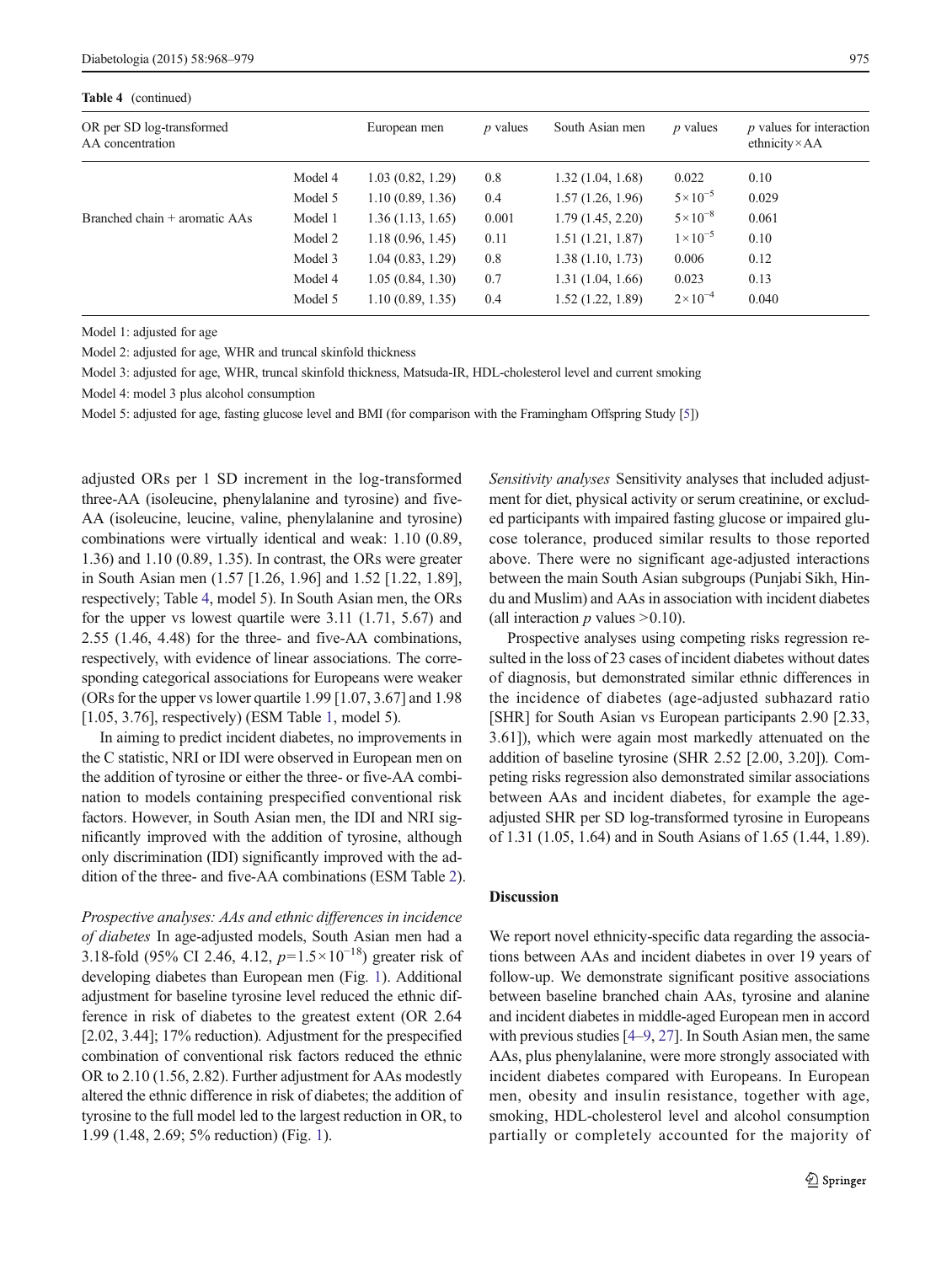**Table 4** (continued)

| OR per SD log-transformed AA concentration | | European men | *p* values | South Asian men | *p* values | *p* values for interaction ethnicity × AA |
|---|---|---|---|---|---|---|
| | Model 4 | 1.03 (0.82, 1.29) | 0.8 | 1.32 (1.04, 1.68) | 0.022 | 0.10 |
| | Model 5 | 1.10 (0.89, 1.36) | 0.4 | 1.57 (1.26, 1.96) | $5\times10^{-5}$ | 0.029 |
| Branched chain + aromatic AAs | Model 1 | 1.36 (1.13, 1.65) | 0.001 | 1.79 (1.45, 2.20) | $5\times10^{-8}$ | 0.061 |
| | Model 2 | 1.18 (0.96, 1.45) | 0.11 | 1.51 (1.21, 1.87) | $1\times10^{-5}$ | 0.10 |
| | Model 3 | 1.04 (0.83, 1.29) | 0.8 | 1.38 (1.10, 1.73) | 0.006 | 0.12 |
| | Model 4 | 1.05 (0.84, 1.30) | 0.7 | 1.31 (1.04, 1.66) | 0.023 | 0.13 |
| | Model 5 | 1.10 (0.89, 1.35) | 0.4 | 1.52 (1.22, 1.89) | $2\times10^{-4}$ | 0.040 |

Model 1: adjusted for age

Model 2: adjusted for age, WHR and truncal skinfold thickness

Model 3: adjusted for age, WHR, truncal skinfold thickness, Matsuda-IR, HDL-cholesterol level and current smoking

Model 4: model 3 plus alcohol consumption

Model 5: adjusted for age, fasting glucose level and BMI (for comparison with the Framingham Offspring Study [5])

adjusted ORs per 1 SD increment in the log-transformed three-AA (isoleucine, phenylalanine and tyrosine) and five-AA (isoleucine, leucine, valine, phenylalanine and tyrosine) combinations were virtually identical and weak: 1.10 (0.89, 1.36) and 1.10 (0.89, 1.35). In contrast, the ORs were greater in South Asian men (1.57 [1.26, 1.96] and 1.52 [1.22, 1.89], respectively; Table 4, model 5). In South Asian men, the ORs for the upper vs lowest quartile were 3.11 (1.71, 5.67) and 2.55 (1.46, 4.48) for the three- and five-AA combinations, respectively, with evidence of linear associations. The corresponding categorical associations for Europeans were weaker (ORs for the upper vs lower quartile 1.99 [1.07, 3.67] and 1.98 [1.05, 3.76], respectively) (ESM Table 1, model 5).

In aiming to predict incident diabetes, no improvements in the C statistic, NRI or IDI were observed in European men on the addition of tyrosine or either the three- or five-AA combination to models containing prespecified conventional risk factors. However, in South Asian men, the IDI and NRI significantly improved with the addition of tyrosine, although only discrimination (IDI) significantly improved with the addition of the three- and five-AA combinations (ESM Table 2).

*Prospective analyses: AAs and ethnic differences in incidence of diabetes* In age-adjusted models, South Asian men had a 3.18-fold (95% CI 2.46, 4.12, $p=1.5\times10^{-18}$) greater risk of developing diabetes than European men (Fig. 1). Additional adjustment for baseline tyrosine level reduced the ethnic difference in risk of diabetes to the greatest extent (OR 2.64 [2.02, 3.44]; 17% reduction). Adjustment for the prespecified combination of conventional risk factors reduced the ethnic OR to 2.10 (1.56, 2.82). Further adjustment for AAs modestly altered the ethnic difference in risk of diabetes; the addition of tyrosine to the full model led to the largest reduction in OR, to 1.99 (1.48, 2.69; 5% reduction) (Fig. 1).

*Sensitivity analyses* Sensitivity analyses that included adjustment for diet, physical activity or serum creatinine, or excluded participants with impaired fasting glucose or impaired glucose tolerance, produced similar results to those reported above. There were no significant age-adjusted interactions between the main South Asian subgroups (Punjabi Sikh, Hindu and Muslim) and AAs in association with incident diabetes (all interaction *p* values >0.10).

Prospective analyses using competing risks regression resulted in the loss of 23 cases of incident diabetes without dates of diagnosis, but demonstrated similar ethnic differences in the incidence of diabetes (age-adjusted subhazard ratio [SHR] for South Asian vs European participants 2.90 [2.33, 3.61]), which were again most markedly attenuated on the addition of baseline tyrosine (SHR 2.52 [2.00, 3.20]). Competing risks regression also demonstrated similar associations between AAs and incident diabetes, for example the age-adjusted SHR per SD log-transformed tyrosine in Europeans of 1.31 (1.05, 1.64) and in South Asians of 1.65 (1.44, 1.89).

## Discussion

We report novel ethnicity-specific data regarding the associations between AAs and incident diabetes in over 19 years of follow-up. We demonstrate significant positive associations between baseline branched chain AAs, tyrosine and alanine and incident diabetes in middle-aged European men in accord with previous studies [4–9, 27]. In South Asian men, the same AAs, plus phenylalanine, were more strongly associated with incident diabetes compared with Europeans. In European men, obesity and insulin resistance, together with age, smoking, HDL-cholesterol level and alcohol consumption partially or completely accounted for the majority of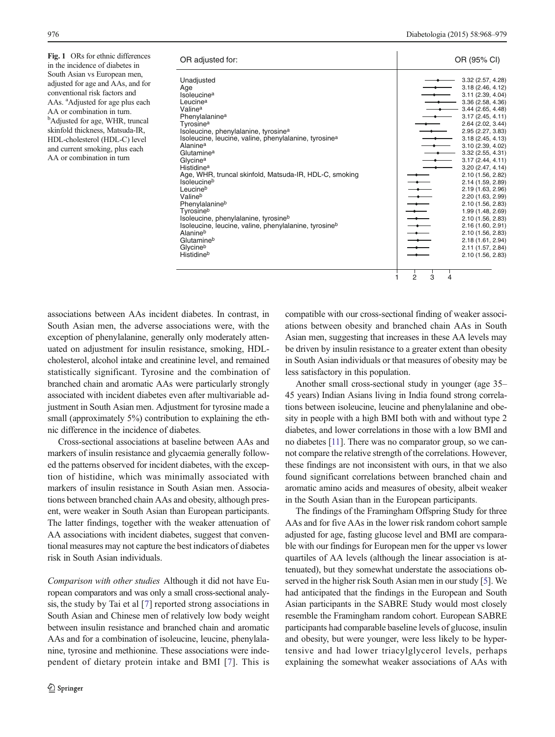**Fig. 1** ORs for ethnic differences in the incidence of diabetes in South Asian vs European men, adjusted for age and AAs, and for conventional risk factors and AAs. [a]Adjusted for age plus each AA or combination in turn. [b]Adjusted for age, WHR, truncal skinfold thickness, Matsuda-IR, HDL-cholesterol (HDL-C) level and current smoking, plus each AA or combination in turn

| OR adjusted for: | OR (95% CI) |
|---|---|
| Unadjusted | 3.32 (2.57, 4.28) |
| Age | 3.18 (2.46, 4.12) |
| Isoleucine[a] | 3.11 (2.39, 4.04) |
| Leucine[a] | 3.36 (2.58, 4.36) |
| Valine[a] | 3.44 (2.65, 4.48) |
| Phenylalanine[a] | 3.17 (2.45, 4.11) |
| Tyrosine[a] | 2.64 (2.02, 3.44) |
| Isoleucine, phenylalanine, tyrosine[a] | 2.95 (2.27, 3.83) |
| Isoleucine, leucine, valine, phenylalanine, tyrosine[a] | 3.18 (2.45, 4.13) |
| Alanine[a] | 3.10 (2.39, 4.02) |
| Glutamine[a] | 3.32 (2.55, 4.31) |
| Glycine[a] | 3.17 (2.44, 4.11) |
| Histidine[a] | 3.20 (2.47, 4.14) |
| Age, WHR, truncal skinfold, Matsuda-IR, HDL-C, smoking | 2.10 (1.56, 2.82) |
| Isoleucine[b] | 2.14 (1.59, 2.89) |
| Leucine[b] | 2.19 (1.63, 2.96) |
| Valine[b] | 2.20 (1.63, 2.99) |
| Phenylalanine[b] | 2.10 (1.56, 2.83) |
| Tyrosine[b] | 1.99 (1.48, 2.69) |
| Isoleucine, phenylalanine, tyrosine[b] | 2.10 (1.56, 2.83) |
| Isoleucine, leucine, valine, phenylalanine, tyrosine[b] | 2.16 (1.60, 2.91) |
| Alanine[b] | 2.10 (1.56, 2.83) |
| Glutamine[b] | 2.18 (1.61, 2.94) |
| Glycine[b] | 2.11 (1.57, 2.84) |
| Histidine[b] | 2.10 (1.56, 2.83) |

associations between AAs incident diabetes. In contrast, in South Asian men, the adverse associations were, with the exception of phenylalanine, generally only moderately attenuated on adjustment for insulin resistance, smoking, HDL-cholesterol, alcohol intake and creatinine level, and remained statistically significant. Tyrosine and the combination of branched chain and aromatic AAs were particularly strongly associated with incident diabetes even after multivariable adjustment in South Asian men. Adjustment for tyrosine made a small (approximately 5%) contribution to explaining the ethnic difference in the incidence of diabetes.

Cross-sectional associations at baseline between AAs and markers of insulin resistance and glycaemia generally followed the patterns observed for incident diabetes, with the exception of histidine, which was minimally associated with markers of insulin resistance in South Asian men. Associations between branched chain AAs and obesity, although present, were weaker in South Asian than European participants. The latter findings, together with the weaker attenuation of AA associations with incident diabetes, suggest that conventional measures may not capture the best indicators of diabetes risk in South Asian individuals.

*Comparison with other studies* Although it did not have European comparators and was only a small cross-sectional analysis, the study by Tai et al [7] reported strong associations in South Asian and Chinese men of relatively low body weight between insulin resistance and branched chain and aromatic AAs and for a combination of isoleucine, leucine, phenylalanine, tyrosine and methionine. These associations were independent of dietary protein intake and BMI [7]. This is compatible with our cross-sectional finding of weaker associations between obesity and branched chain AAs in South Asian men, suggesting that increases in these AA levels may be driven by insulin resistance to a greater extent than obesity in South Asian individuals or that measures of obesity may be less satisfactory in this population.

Another small cross-sectional study in younger (age 35–45 years) Indian Asians living in India found strong correlations between isoleucine, leucine and phenylalanine and obesity in people with a high BMI both with and without type 2 diabetes, and lower correlations in those with a low BMI and no diabetes [11]. There was no comparator group, so we cannot compare the relative strength of the correlations. However, these findings are not inconsistent with ours, in that we also found significant correlations between branched chain and aromatic amino acids and measures of obesity, albeit weaker in the South Asian than in the European participants.

The findings of the Framingham Offspring Study for three AAs and for five AAs in the lower risk random cohort sample adjusted for age, fasting glucose level and BMI are comparable with our findings for European men for the upper vs lower quartiles of AA levels (although the linear association is attenuated), but they somewhat understate the associations observed in the higher risk South Asian men in our study [5]. We had anticipated that the findings in the European and South Asian participants in the SABRE Study would most closely resemble the Framingham random cohort. European SABRE participants had comparable baseline levels of glucose, insulin and obesity, but were younger, were less likely to be hypertensive and had lower triacylglycerol levels, perhaps explaining the somewhat weaker associations of AAs with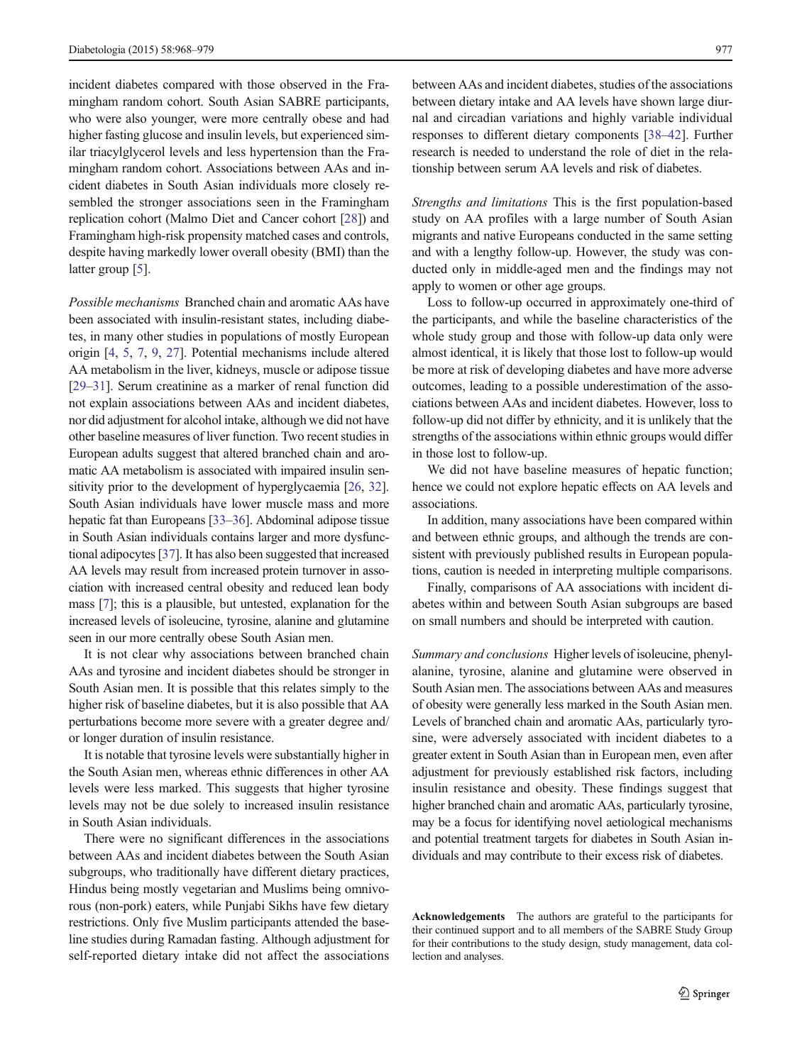incident diabetes compared with those observed in the Framingham random cohort. South Asian SABRE participants, who were also younger, were more centrally obese and had higher fasting glucose and insulin levels, but experienced similar triacylglycerol levels and less hypertension than the Framingham random cohort. Associations between AAs and incident diabetes in South Asian individuals more closely resembled the stronger associations seen in the Framingham replication cohort (Malmo Diet and Cancer cohort [28]) and Framingham high-risk propensity matched cases and controls, despite having markedly lower overall obesity (BMI) than the latter group [5].

*Possible mechanisms* Branched chain and aromatic AAs have been associated with insulin-resistant states, including diabetes, in many other studies in populations of mostly European origin [4, 5, 7, 9, 27]. Potential mechanisms include altered AA metabolism in the liver, kidneys, muscle or adipose tissue [29–31]. Serum creatinine as a marker of renal function did not explain associations between AAs and incident diabetes, nor did adjustment for alcohol intake, although we did not have other baseline measures of liver function. Two recent studies in European adults suggest that altered branched chain and aromatic AA metabolism is associated with impaired insulin sensitivity prior to the development of hyperglycaemia [26, 32]. South Asian individuals have lower muscle mass and more hepatic fat than Europeans [33–36]. Abdominal adipose tissue in South Asian individuals contains larger and more dysfunctional adipocytes [37]. It has also been suggested that increased AA levels may result from increased protein turnover in association with increased central obesity and reduced lean body mass [7]; this is a plausible, but untested, explanation for the increased levels of isoleucine, tyrosine, alanine and glutamine seen in our more centrally obese South Asian men.

It is not clear why associations between branched chain AAs and tyrosine and incident diabetes should be stronger in South Asian men. It is possible that this relates simply to the higher risk of baseline diabetes, but it is also possible that AA perturbations become more severe with a greater degree and/or longer duration of insulin resistance.

It is notable that tyrosine levels were substantially higher in the South Asian men, whereas ethnic differences in other AA levels were less marked. This suggests that higher tyrosine levels may not be due solely to increased insulin resistance in South Asian individuals.

There were no significant differences in the associations between AAs and incident diabetes between the South Asian subgroups, who traditionally have different dietary practices, Hindus being mostly vegetarian and Muslims being omnivorous (non-pork) eaters, while Punjabi Sikhs have few dietary restrictions. Only five Muslim participants attended the baseline studies during Ramadan fasting. Although adjustment for self-reported dietary intake did not affect the associations between AAs and incident diabetes, studies of the associations between dietary intake and AA levels have shown large diurnal and circadian variations and highly variable individual responses to different dietary components [38–42]. Further research is needed to understand the role of diet in the relationship between serum AA levels and risk of diabetes.

*Strengths and limitations* This is the first population-based study on AA profiles with a large number of South Asian migrants and native Europeans conducted in the same setting and with a lengthy follow-up. However, the study was conducted only in middle-aged men and the findings may not apply to women or other age groups.

Loss to follow-up occurred in approximately one-third of the participants, and while the baseline characteristics of the whole study group and those with follow-up data only were almost identical, it is likely that those lost to follow-up would be more at risk of developing diabetes and have more adverse outcomes, leading to a possible underestimation of the associations between AAs and incident diabetes. However, loss to follow-up did not differ by ethnicity, and it is unlikely that the strengths of the associations within ethnic groups would differ in those lost to follow-up.

We did not have baseline measures of hepatic function; hence we could not explore hepatic effects on AA levels and associations.

In addition, many associations have been compared within and between ethnic groups, and although the trends are consistent with previously published results in European populations, caution is needed in interpreting multiple comparisons.

Finally, comparisons of AA associations with incident diabetes within and between South Asian subgroups are based on small numbers and should be interpreted with caution.

*Summary and conclusions* Higher levels of isoleucine, phenylalanine, tyrosine, alanine and glutamine were observed in South Asian men. The associations between AAs and measures of obesity were generally less marked in the South Asian men. Levels of branched chain and aromatic AAs, particularly tyrosine, were adversely associated with incident diabetes to a greater extent in South Asian than in European men, even after adjustment for previously established risk factors, including insulin resistance and obesity. These findings suggest that higher branched chain and aromatic AAs, particularly tyrosine, may be a focus for identifying novel aetiological mechanisms and potential treatment targets for diabetes in South Asian individuals and may contribute to their excess risk of diabetes.

**Acknowledgements** The authors are grateful to the participants for their continued support and to all members of the SABRE Study Group for their contributions to the study design, study management, data collection and analyses.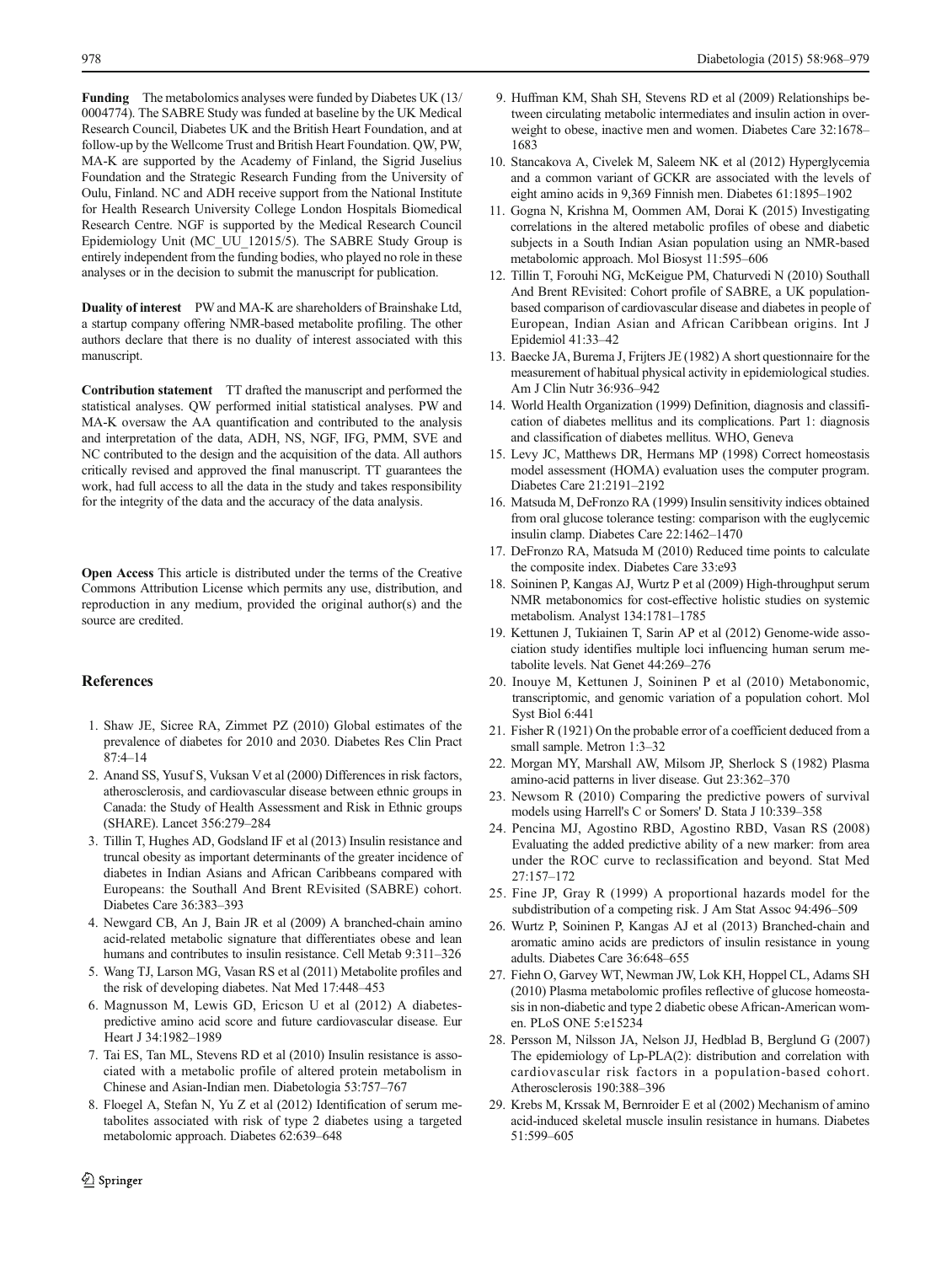**Funding** The metabolomics analyses were funded by Diabetes UK (13/0004774). The SABRE Study was funded at baseline by the UK Medical Research Council, Diabetes UK and the British Heart Foundation, and at follow-up by the Wellcome Trust and British Heart Foundation. QW, PW, MA-K are supported by the Academy of Finland, the Sigrid Juselius Foundation and the Strategic Research Funding from the University of Oulu, Finland. NC and ADH receive support from the National Institute for Health Research University College London Hospitals Biomedical Research Centre. NGF is supported by the Medical Research Council Epidemiology Unit (MC_UU_12015/5). The SABRE Study Group is entirely independent from the funding bodies, who played no role in these analyses or in the decision to submit the manuscript for publication.

**Duality of interest** PW and MA-K are shareholders of Brainshake Ltd, a startup company offering NMR-based metabolite profiling. The other authors declare that there is no duality of interest associated with this manuscript.

**Contribution statement** TT drafted the manuscript and performed the statistical analyses. QW performed initial statistical analyses. PW and MA-K oversaw the AA quantification and contributed to the analysis and interpretation of the data, ADH, NS, NGF, IFG, PMM, SVE and NC contributed to the design and the acquisition of the data. All authors critically revised and approved the final manuscript. TT guarantees the work, had full access to all the data in the study and takes responsibility for the integrity of the data and the accuracy of the data analysis.

**Open Access** This article is distributed under the terms of the Creative Commons Attribution License which permits any use, distribution, and reproduction in any medium, provided the original author(s) and the source are credited.

## References

1. Shaw JE, Sicree RA, Zimmet PZ (2010) Global estimates of the prevalence of diabetes for 2010 and 2030. Diabetes Res Clin Pract 87:4–14
2. Anand SS, Yusuf S, Vuksan V et al (2000) Differences in risk factors, atherosclerosis, and cardiovascular disease between ethnic groups in Canada: the Study of Health Assessment and Risk in Ethnic groups (SHARE). Lancet 356:279–284
3. Tillin T, Hughes AD, Godsland IF et al (2013) Insulin resistance and truncal obesity as important determinants of the greater incidence of diabetes in Indian Asians and African Caribbeans compared with Europeans: the Southall And Brent REvisited (SABRE) cohort. Diabetes Care 36:383–393
4. Newgard CB, An J, Bain JR et al (2009) A branched-chain amino acid-related metabolic signature that differentiates obese and lean humans and contributes to insulin resistance. Cell Metab 9:311–326
5. Wang TJ, Larson MG, Vasan RS et al (2011) Metabolite profiles and the risk of developing diabetes. Nat Med 17:448–453
6. Magnusson M, Lewis GD, Ericson U et al (2012) A diabetes-predictive amino acid score and future cardiovascular disease. Eur Heart J 34:1982–1989
7. Tai ES, Tan ML, Stevens RD et al (2010) Insulin resistance is associated with a metabolic profile of altered protein metabolism in Chinese and Asian-Indian men. Diabetologia 53:757–767
8. Floegel A, Stefan N, Yu Z et al (2012) Identification of serum metabolites associated with risk of type 2 diabetes using a targeted metabolomic approach. Diabetes 62:639–648
9. Huffman KM, Shah SH, Stevens RD et al (2009) Relationships between circulating metabolic intermediates and insulin action in overweight to obese, inactive men and women. Diabetes Care 32:1678–1683
10. Stancakova A, Civelek M, Saleem NK et al (2012) Hyperglycemia and a common variant of GCKR are associated with the levels of eight amino acids in 9,369 Finnish men. Diabetes 61:1895–1902
11. Gogna N, Krishna M, Oommen AM, Dorai K (2015) Investigating correlations in the altered metabolic profiles of obese and diabetic subjects in a South Indian Asian population using an NMR-based metabolomic approach. Mol Biosyst 11:595–606
12. Tillin T, Forouhi NG, McKeigue PM, Chaturvedi N (2010) Southall And Brent REvisited: Cohort profile of SABRE, a UK population-based comparison of cardiovascular disease and diabetes in people of European, Indian Asian and African Caribbean origins. Int J Epidemiol 41:33–42
13. Baecke JA, Burema J, Frijters JE (1982) A short questionnaire for the measurement of habitual physical activity in epidemiological studies. Am J Clin Nutr 36:936–942
14. World Health Organization (1999) Definition, diagnosis and classification of diabetes mellitus and its complications. Part 1: diagnosis and classification of diabetes mellitus. WHO, Geneva
15. Levy JC, Matthews DR, Hermans MP (1998) Correct homeostasis model assessment (HOMA) evaluation uses the computer program. Diabetes Care 21:2191–2192
16. Matsuda M, DeFronzo RA (1999) Insulin sensitivity indices obtained from oral glucose tolerance testing: comparison with the euglycemic insulin clamp. Diabetes Care 22:1462–1470
17. DeFronzo RA, Matsuda M (2010) Reduced time points to calculate the composite index. Diabetes Care 33:e93
18. Soininen P, Kangas AJ, Wurtz P et al (2009) High-throughput serum NMR metabonomics for cost-effective holistic studies on systemic metabolism. Analyst 134:1781–1785
19. Kettunen J, Tukiainen T, Sarin AP et al (2012) Genome-wide association study identifies multiple loci influencing human serum metabolite levels. Nat Genet 44:269–276
20. Inouye M, Kettunen J, Soininen P et al (2010) Metabonomic, transcriptomic, and genomic variation of a population cohort. Mol Syst Biol 6:441
21. Fisher R (1921) On the probable error of a coefficient deduced from a small sample. Metron 1:3–32
22. Morgan MY, Marshall AW, Milsom JP, Sherlock S (1982) Plasma amino-acid patterns in liver disease. Gut 23:362–370
23. Newsom R (2010) Comparing the predictive powers of survival models using Harrell's C or Somers' D. Stata J 10:339–358
24. Pencina MJ, Agostino RBD, Agostino RBD, Vasan RS (2008) Evaluating the added predictive ability of a new marker: from area under the ROC curve to reclassification and beyond. Stat Med 27:157–172
25. Fine JP, Gray R (1999) A proportional hazards model for the subdistribution of a competing risk. J Am Stat Assoc 94:496–509
26. Wurtz P, Soininen P, Kangas AJ et al (2013) Branched-chain and aromatic amino acids are predictors of insulin resistance in young adults. Diabetes Care 36:648–655
27. Fiehn O, Garvey WT, Newman JW, Lok KH, Hoppel CL, Adams SH (2010) Plasma metabolomic profiles reflective of glucose homeostasis in non-diabetic and type 2 diabetic obese African-American women. PLoS ONE 5:e15234
28. Persson M, Nilsson JA, Nelson JJ, Hedblad B, Berglund G (2007) The epidemiology of Lp-PLA(2): distribution and correlation with cardiovascular risk factors in a population-based cohort. Atherosclerosis 190:388–396
29. Krebs M, Krssak M, Bernroider E et al (2002) Mechanism of amino acid-induced skeletal muscle insulin resistance in humans. Diabetes 51:599–605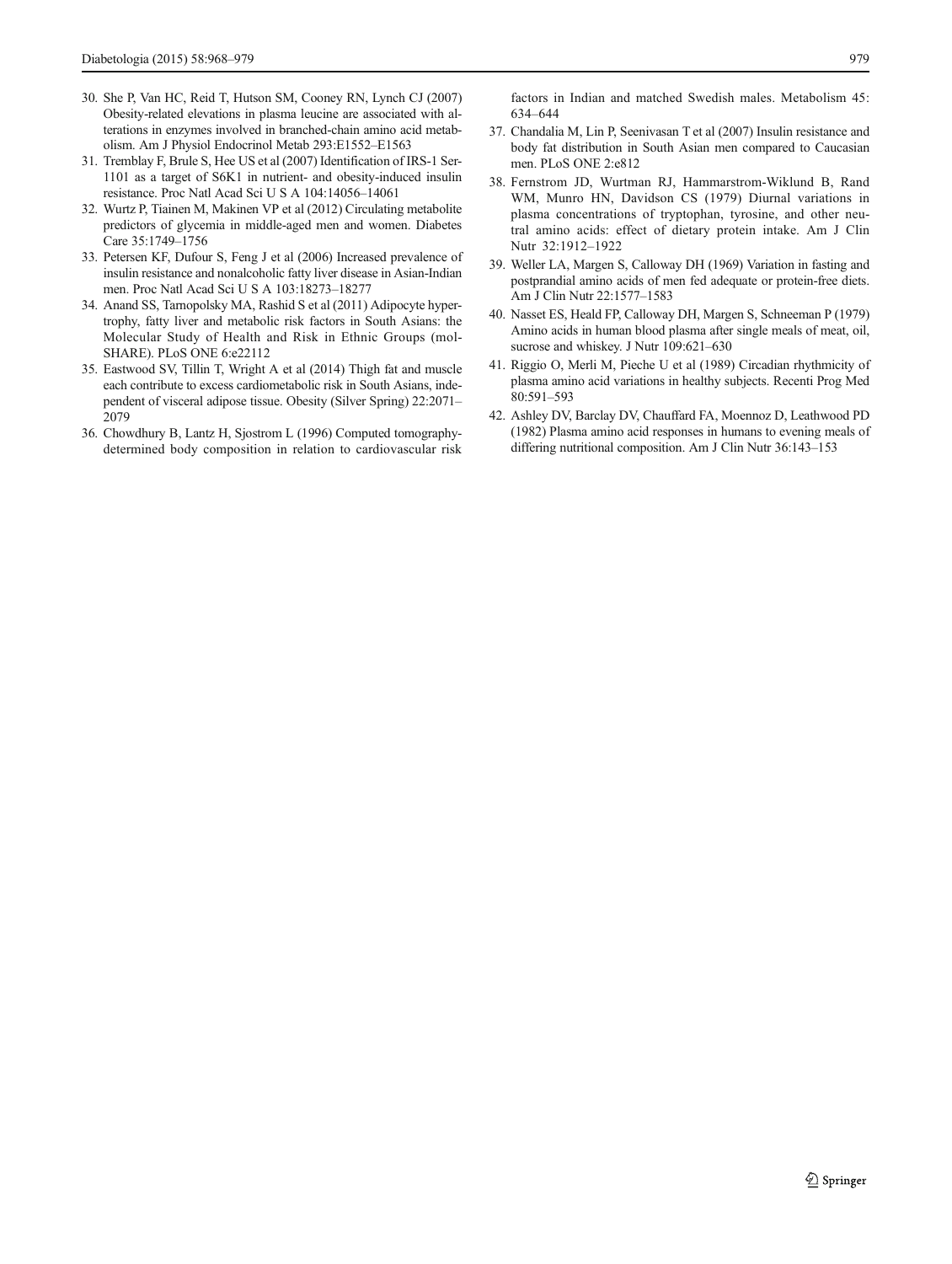30. She P, Van HC, Reid T, Hutson SM, Cooney RN, Lynch CJ (2007) Obesity-related elevations in plasma leucine are associated with alterations in enzymes involved in branched-chain amino acid metabolism. Am J Physiol Endocrinol Metab 293:E1552–E1563
31. Tremblay F, Brule S, Hee US et al (2007) Identification of IRS-1 Ser-1101 as a target of S6K1 in nutrient- and obesity-induced insulin resistance. Proc Natl Acad Sci U S A 104:14056–14061
32. Wurtz P, Tiainen M, Makinen VP et al (2012) Circulating metabolite predictors of glycemia in middle-aged men and women. Diabetes Care 35:1749–1756
33. Petersen KF, Dufour S, Feng J et al (2006) Increased prevalence of insulin resistance and nonalcoholic fatty liver disease in Asian-Indian men. Proc Natl Acad Sci U S A 103:18273–18277
34. Anand SS, Tarnopolsky MA, Rashid S et al (2011) Adipocyte hypertrophy, fatty liver and metabolic risk factors in South Asians: the Molecular Study of Health and Risk in Ethnic Groups (mol-SHARE). PLoS ONE 6:e22112
35. Eastwood SV, Tillin T, Wright A et al (2014) Thigh fat and muscle each contribute to excess cardiometabolic risk in South Asians, independent of visceral adipose tissue. Obesity (Silver Spring) 22:2071–2079
36. Chowdhury B, Lantz H, Sjostrom L (1996) Computed tomography-determined body composition in relation to cardiovascular risk factors in Indian and matched Swedish males. Metabolism 45: 634–644
37. Chandalia M, Lin P, Seenivasan T et al (2007) Insulin resistance and body fat distribution in South Asian men compared to Caucasian men. PLoS ONE 2:e812
38. Fernstrom JD, Wurtman RJ, Hammarstrom-Wiklund B, Rand WM, Munro HN, Davidson CS (1979) Diurnal variations in plasma concentrations of tryptophan, tyrosine, and other neutral amino acids: effect of dietary protein intake. Am J Clin Nutr 32:1912–1922
39. Weller LA, Margen S, Calloway DH (1969) Variation in fasting and postprandial amino acids of men fed adequate or protein-free diets. Am J Clin Nutr 22:1577–1583
40. Nasset ES, Heald FP, Calloway DH, Margen S, Schneeman P (1979) Amino acids in human blood plasma after single meals of meat, oil, sucrose and whiskey. J Nutr 109:621–630
41. Riggio O, Merli M, Pieche U et al (1989) Circadian rhythmicity of plasma amino acid variations in healthy subjects. Recenti Prog Med 80:591–593
42. Ashley DV, Barclay DV, Chauffard FA, Moennoz D, Leathwood PD (1982) Plasma amino acid responses in humans to evening meals of differing nutritional composition. Am J Clin Nutr 36:143–153